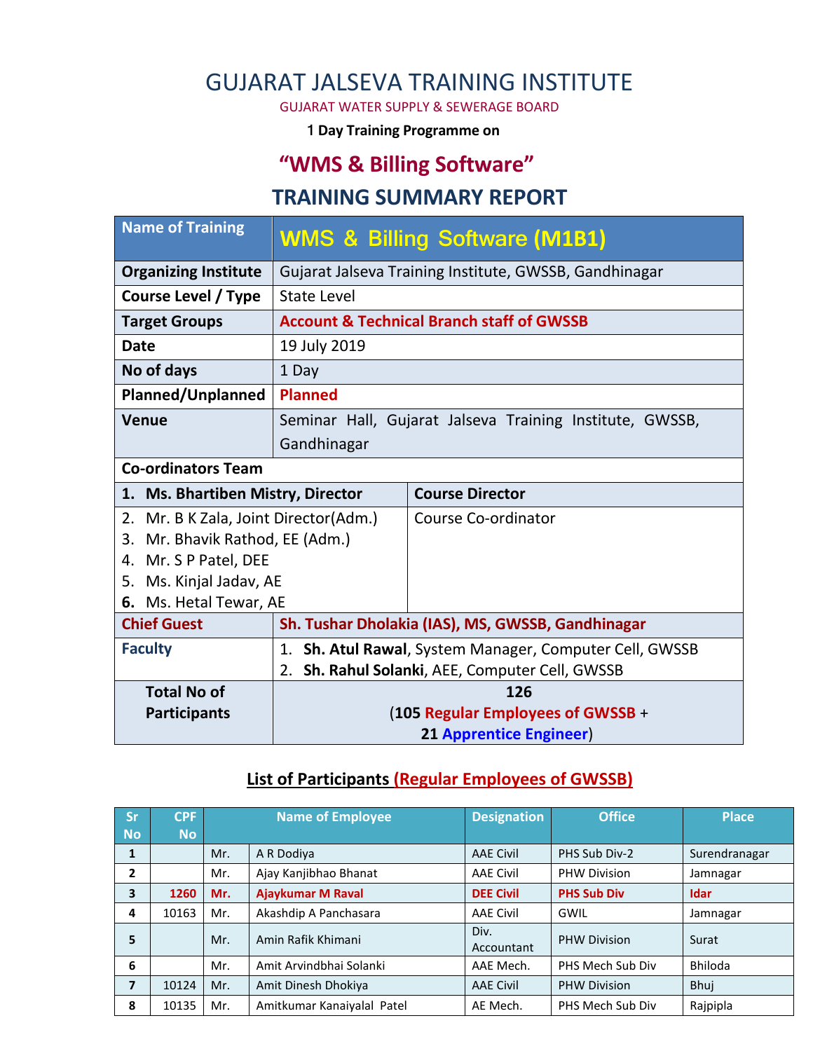# GUJARAT JALSEVA TRAINING INSTITUTE

GUJARAT WATER SUPPLY & SEWERAGE BOARD

**1 Day Training Programme on**

## "WMS & Billing Software"

## TRAINING SUMMARY REPORT

| Name of Training | WMS & Billing Software (M1B1) |
|---|---|
| **Organizing Institute** | Gujarat Jalseva Training Institute, GWSSB, Gandhinagar |
| **Course Level / Type** | State Level |
| **Target Groups** | **Account & Technical Branch staff of GWSSB** |
| **Date** | 19 July 2019 |
| **No of days** | 1 Day |
| **Planned/Unplanned** | **Planned** |
| **Venue** | Seminar Hall, Gujarat Jalseva Training Institute, GWSSB, Gandhinagar |
| **Co-ordinators Team** | |
| **1. Ms. Bhartiben Mistry, Director** | **Course Director** |
| 2. Mr. B K Zala, Joint Director(Adm.)<br>3. Mr. Bhavik Rathod, EE (Adm.)<br>4. Mr. S P Patel, DEE<br>5. Ms. Kinjal Jadav, AE<br>**6.** Ms. Hetal Tewar, AE | Course Co-ordinator |
| **Chief Guest** | **Sh. Tushar Dholakia (IAS), MS, GWSSB, Gandhinagar** |
| **Faculty** | 1. **Sh. Atul Rawal**, System Manager, Computer Cell, GWSSB<br>2. **Sh. Rahul Solanki**, AEE, Computer Cell, GWSSB |
| **Total No of Participants** | **126**<br>(**105 Regular Employees of GWSSB** +<br>**21 Apprentice Engineer**) |

## List of Participants (Regular Employees of GWSSB)

| Sr No | CPF No | | Name of Employee | Designation | Office | Place |
|---|---|---|---|---|---|---|
| **1** | | Mr. | A R Dodiya | AAE Civil | PHS Sub Div-2 | Surendranagar |
| **2** | | Mr. | Ajay Kanjibhao Bhanat | AAE Civil | PHW Division | Jamnagar |
| **3** | **1260** | **Mr.** | **Ajaykumar M Raval** | **DEE Civil** | **PHS Sub Div** | **Idar** |
| **4** | 10163 | Mr. | Akashdip A Panchasara | AAE Civil | GWIL | Jamnagar |
| **5** | | Mr. | Amin Rafik Khimani | Div. Accountant | PHW Division | Surat |
| **6** | | Mr. | Amit Arvindbhai Solanki | AAE Mech. | PHS Mech Sub Div | Bhiloda |
| **7** | 10124 | Mr. | Amit Dinesh Dhokiya | AAE Civil | PHW Division | Bhuj |
| **8** | 10135 | Mr. | Amitkumar Kanaiyalal Patel | AE Mech. | PHS Mech Sub Div | Rajpipla |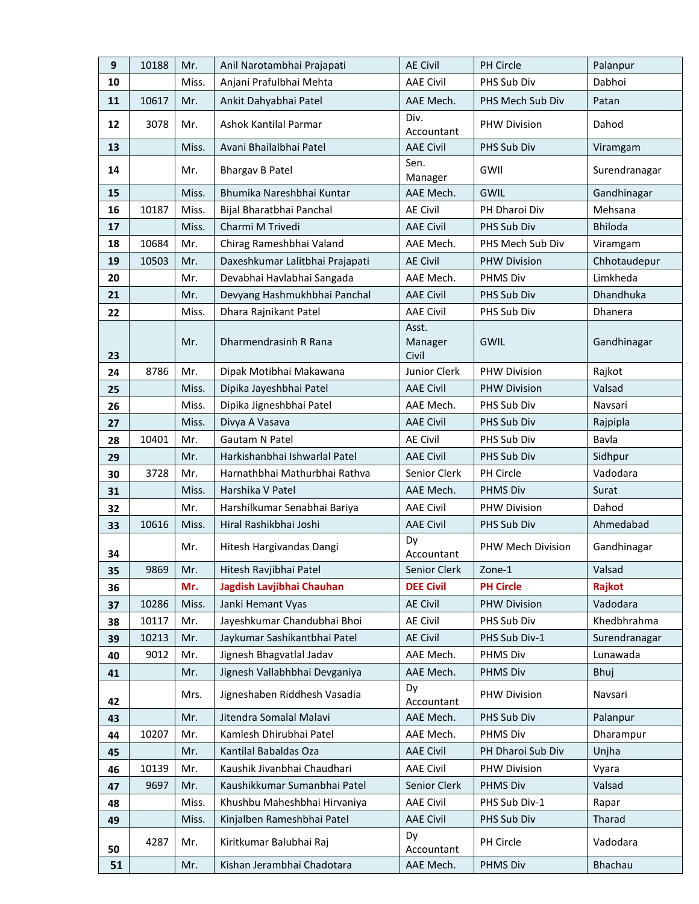| 9 | 10188 | Mr. | Anil Narotambhai Prajapati | AE Civil | PH Circle | Palanpur |
|---|---|---|---|---|---|---|
| 10 | | Miss. | Anjani Prafulbhai Mehta | AAE Civil | PHS Sub Div | Dabhoi |
| 11 | 10617 | Mr. | Ankit Dahyabhai Patel | AAE Mech. | PHS Mech Sub Div | Patan |
| 12 | 3078 | Mr. | Ashok Kantilal Parmar | Div. Accountant | PHW Division | Dahod |
| 13 | | Miss. | Avani Bhailalbhai Patel | AAE Civil | PHS Sub Div | Viramgam |
| 14 | | Mr. | Bhargav B Patel | Sen. Manager | GWIl | Surendranagar |
| 15 | | Miss. | Bhumika Nareshbhai Kuntar | AAE Mech. | GWIL | Gandhinagar |
| 16 | 10187 | Miss. | Bijal Bharatbhai Panchal | AE Civil | PH Dharoi Div | Mehsana |
| 17 | | Miss. | Charmi M Trivedi | AAE Civil | PHS Sub Div | Bhiloda |
| 18 | 10684 | Mr. | Chirag Rameshbhai Valand | AAE Mech. | PHS Mech Sub Div | Viramgam |
| 19 | 10503 | Mr. | Daxeshkumar Lalitbhai Prajapati | AE Civil | PHW Division | Chhotaudepur |
| 20 | | Mr. | Devabhai Havlabhai Sangada | AAE Mech. | PHMS Div | Limkheda |
| 21 | | Mr. | Devyang Hashmukhbhai Panchal | AAE Civil | PHS Sub Div | Dhandhuka |
| 22 | | Miss. | Dhara Rajnikant Patel | AAE Civil | PHS Sub Div | Dhanera |
| 23 | | Mr. | Dharmendrasinh R Rana | Asst. Manager Civil | GWIL | Gandhinagar |
| 24 | 8786 | Mr. | Dipak Motibhai Makawana | Junior Clerk | PHW Division | Rajkot |
| 25 | | Miss. | Dipika Jayeshbhai Patel | AAE Civil | PHW Division | Valsad |
| 26 | | Miss. | Dipika Jigneshbhai Patel | AAE Mech. | PHS Sub Div | Navsari |
| 27 | | Miss. | Divya A Vasava | AAE Civil | PHS Sub Div | Rajpipla |
| 28 | 10401 | Mr. | Gautam N Patel | AE Civil | PHS Sub Div | Bavla |
| 29 | | Mr. | Harkishanbhai Ishwarlal Patel | AAE Civil | PHS Sub Div | Sidhpur |
| 30 | 3728 | Mr. | Harnathbhai Mathurbhai Rathva | Senior Clerk | PH Circle | Vadodara |
| 31 | | Miss. | Harshika V Patel | AAE Mech. | PHMS Div | Surat |
| 32 | | Mr. | Harshilkumar Senabhai Bariya | AAE Civil | PHW Division | Dahod |
| 33 | 10616 | Miss. | Hiral Rashikbhai Joshi | AAE Civil | PHS Sub Div | Ahmedabad |
| 34 | | Mr. | Hitesh Hargivandas Dangi | Dy Accountant | PHW Mech Division | Gandhinagar |
| 35 | 9869 | Mr. | Hitesh Ravjibhai Patel | Senior Clerk | Zone-1 | Valsad |
| 36 | | **Mr.** | **Jagdish Lavjibhai Chauhan** | **DEE Civil** | **PH Circle** | **Rajkot** |
| 37 | 10286 | Miss. | Janki Hemant Vyas | AE Civil | PHW Division | Vadodara |
| 38 | 10117 | Mr. | Jayeshkumar Chandubhai Bhoi | AE Civil | PHS Sub Div | Khedbhrahma |
| 39 | 10213 | Mr. | Jaykumar Sashikantbhai Patel | AE Civil | PHS Sub Div-1 | Surendranagar |
| 40 | 9012 | Mr. | Jignesh Bhagvatlal Jadav | AAE Mech. | PHMS Div | Lunawada |
| 41 | | Mr. | Jignesh Vallabhbhai Devganiya | AAE Mech. | PHMS Div | Bhuj |
| 42 | | Mrs. | Jigneshaben Riddhesh Vasadia | Dy Accountant | PHW Division | Navsari |
| 43 | | Mr. | Jitendra Somalal Malavi | AAE Mech. | PHS Sub Div | Palanpur |
| 44 | 10207 | Mr. | Kamlesh Dhirubhai Patel | AAE Mech. | PHMS Div | Dharampur |
| 45 | | Mr. | Kantilal Babaldas Oza | AAE Civil | PH Dharoi Sub Div | Unjha |
| 46 | 10139 | Mr. | Kaushik Jivanbhai Chaudhari | AAE Civil | PHW Division | Vyara |
| 47 | 9697 | Mr. | Kaushikkumar Sumanbhai Patel | Senior Clerk | PHMS Div | Valsad |
| 48 | | Miss. | Khushbu Maheshbhai Hirvaniya | AAE Civil | PHS Sub Div-1 | Rapar |
| 49 | | Miss. | Kinjalben Rameshbhai Patel | AAE Civil | PHS Sub Div | Tharad |
| 50 | 4287 | Mr. | Kiritkumar Balubhai Raj | Dy Accountant | PH Circle | Vadodara |
| 51 | | Mr. | Kishan Jerambhai Chadotara | AAE Mech. | PHMS Div | Bhachau |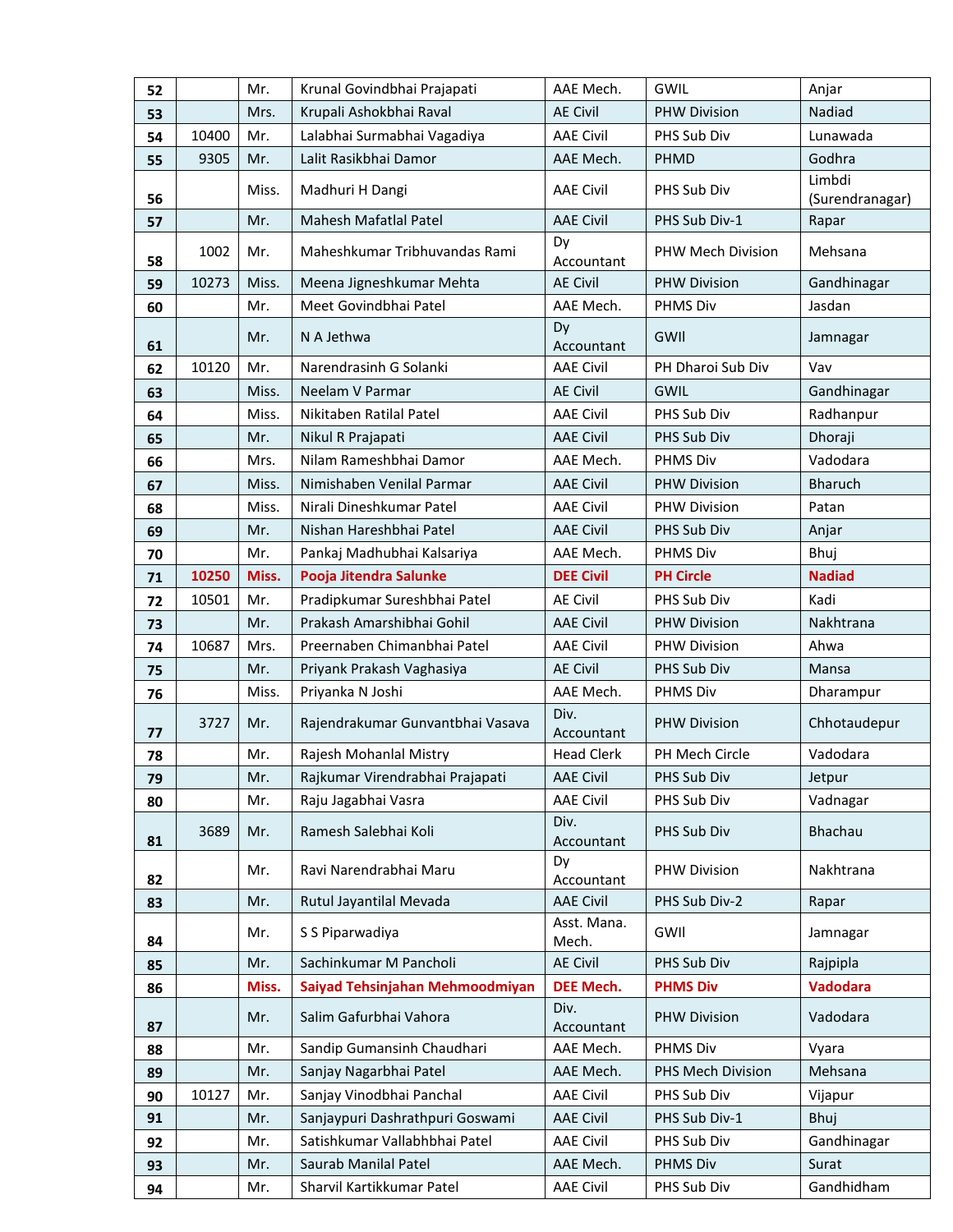| | | | | | | |
|---|---|---|---|---|---|---|
| **52** | | Mr. | Krunal Govindbhai Prajapati | AAE Mech. | GWIL | Anjar |
| **53** | | Mrs. | Krupali Ashokbhai Raval | AE Civil | PHW Division | Nadiad |
| **54** | 10400 | Mr. | Lalabhai Surmabhai Vagadiya | AAE Civil | PHS Sub Div | Lunawada |
| **55** | 9305 | Mr. | Lalit Rasikbhai Damor | AAE Mech. | PHMD | Godhra |
| **56** | | Miss. | Madhuri H Dangi | AAE Civil | PHS Sub Div | Limbdi (Surendranagar) |
| **57** | | Mr. | Mahesh Mafatlal Patel | AAE Civil | PHS Sub Div-1 | Rapar |
| **58** | 1002 | Mr. | Maheshkumar Tribhuvandas Rami | Dy Accountant | PHW Mech Division | Mehsana |
| **59** | 10273 | Miss. | Meena Jigneshkumar Mehta | AE Civil | PHW Division | Gandhinagar |
| **60** | | Mr. | Meet Govindbhai Patel | AAE Mech. | PHMS Div | Jasdan |
| **61** | | Mr. | N A Jethwa | Dy Accountant | GWIl | Jamnagar |
| **62** | 10120 | Mr. | Narendrasinh G Solanki | AAE Civil | PH Dharoi Sub Div | Vav |
| **63** | | Miss. | Neelam V Parmar | AE Civil | GWIL | Gandhinagar |
| **64** | | Miss. | Nikitaben Ratilal Patel | AAE Civil | PHS Sub Div | Radhanpur |
| **65** | | Mr. | Nikul R Prajapati | AAE Civil | PHS Sub Div | Dhoraji |
| **66** | | Mrs. | Nilam Rameshbhai Damor | AAE Mech. | PHMS Div | Vadodara |
| **67** | | Miss. | Nimishaben Venilal Parmar | AAE Civil | PHW Division | Bharuch |
| **68** | | Miss. | Nirali Dineshkumar Patel | AAE Civil | PHW Division | Patan |
| **69** | | Mr. | Nishan Hareshbhai Patel | AAE Civil | PHS Sub Div | Anjar |
| **70** | | Mr. | Pankaj Madhubhai Kalsariya | AAE Mech. | PHMS Div | Bhuj |
| **71** | **10250** | **Miss.** | **Pooja Jitendra Salunke** | **DEE Civil** | **PH Circle** | **Nadiad** |
| **72** | 10501 | Mr. | Pradipkumar Sureshbhai Patel | AE Civil | PHS Sub Div | Kadi |
| **73** | | Mr. | Prakash Amarshibhai Gohil | AAE Civil | PHW Division | Nakhtrana |
| **74** | 10687 | Mrs. | Preernaben Chimanbhai Patel | AAE Civil | PHW Division | Ahwa |
| **75** | | Mr. | Priyank Prakash Vaghasiya | AE Civil | PHS Sub Div | Mansa |
| **76** | | Miss. | Priyanka N Joshi | AAE Mech. | PHMS Div | Dharampur |
| **77** | 3727 | Mr. | Rajendrakumar Gunvantbhai Vasava | Div. Accountant | PHW Division | Chhotaudepur |
| **78** | | Mr. | Rajesh Mohanlal Mistry | Head Clerk | PH Mech Circle | Vadodara |
| **79** | | Mr. | Rajkumar Virendrabhai Prajapati | AAE Civil | PHS Sub Div | Jetpur |
| **80** | | Mr. | Raju Jagabhai Vasra | AAE Civil | PHS Sub Div | Vadnagar |
| **81** | 3689 | Mr. | Ramesh Salebhai Koli | Div. Accountant | PHS Sub Div | Bhachau |
| **82** | | Mr. | Ravi Narendrabhai Maru | Dy Accountant | PHW Division | Nakhtrana |
| **83** | | Mr. | Rutul Jayantilal Mevada | AAE Civil | PHS Sub Div-2 | Rapar |
| **84** | | Mr. | S S Piparwadiya | Asst. Mana. Mech. | GWIl | Jamnagar |
| **85** | | Mr. | Sachinkumar M Pancholi | AE Civil | PHS Sub Div | Rajpipla |
| **86** | | **Miss.** | **Saiyad Tehsinjahan Mehmoodmiyan** | **DEE Mech.** | **PHMS Div** | **Vadodara** |
| **87** | | Mr. | Salim Gafurbhai Vahora | Div. Accountant | PHW Division | Vadodara |
| **88** | | Mr. | Sandip Gumansinh Chaudhari | AAE Mech. | PHMS Div | Vyara |
| **89** | | Mr. | Sanjay Nagarbhai Patel | AAE Mech. | PHS Mech Division | Mehsana |
| **90** | 10127 | Mr. | Sanjay Vinodbhai Panchal | AAE Civil | PHS Sub Div | Vijapur |
| **91** | | Mr. | Sanjaypuri Dashrathpuri Goswami | AAE Civil | PHS Sub Div-1 | Bhuj |
| **92** | | Mr. | Satishkumar Vallabhbhai Patel | AAE Civil | PHS Sub Div | Gandhinagar |
| **93** | | Mr. | Saurab Manilal Patel | AAE Mech. | PHMS Div | Surat |
| **94** | | Mr. | Sharvil Kartikkumar Patel | AAE Civil | PHS Sub Div | Gandhidham |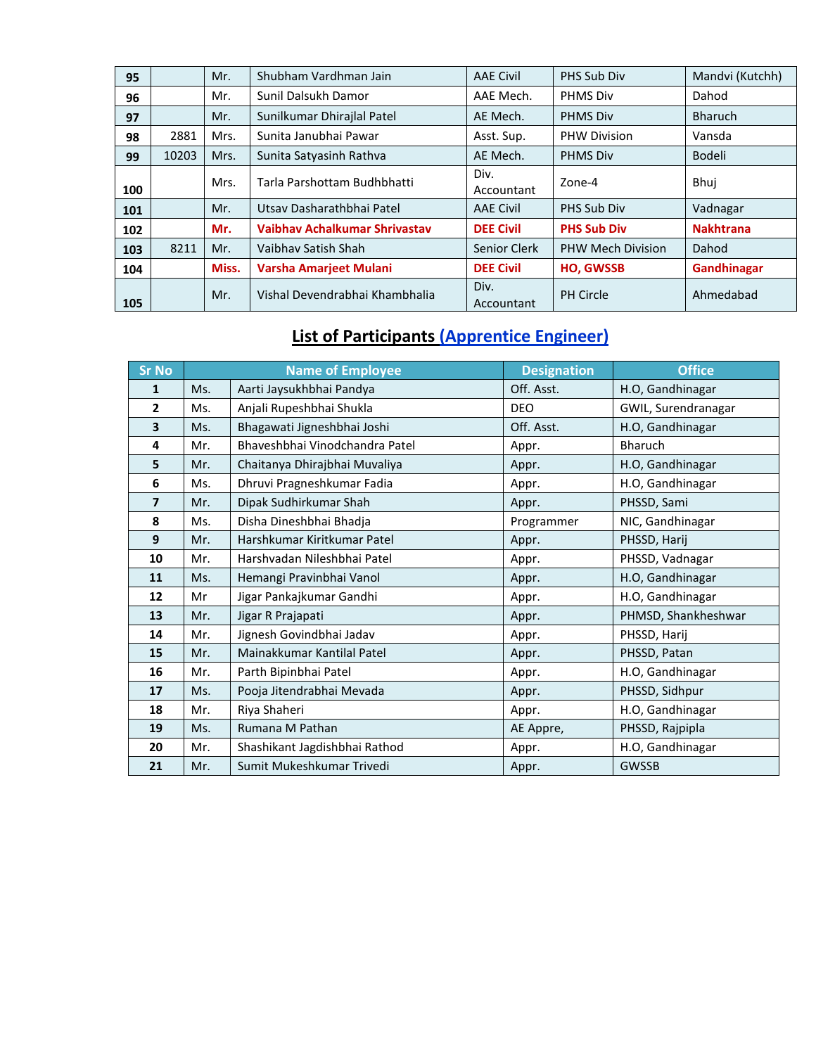| 95 | | Mr. | Shubham Vardhman Jain | AAE Civil | PHS Sub Div | Mandvi (Kutchh) |
|---|---|---|---|---|---|---|
| 96 | | Mr. | Sunil Dalsukh Damor | AAE Mech. | PHMS Div | Dahod |
| 97 | | Mr. | Sunilkumar Dhirajlal Patel | AE Mech. | PHMS Div | Bharuch |
| 98 | 2881 | Mrs. | Sunita Janubhai Pawar | Asst. Sup. | PHW Division | Vansda |
| 99 | 10203 | Mrs. | Sunita Satyasinh Rathva | AE Mech. | PHMS Div | Bodeli |
| 100 | | Mrs. | Tarla Parshottam Budhbhatti | Div. Accountant | Zone-4 | Bhuj |
| 101 | | Mr. | Utsav Dasharathbhai Patel | AAE Civil | PHS Sub Div | Vadnagar |
| 102 | | **Mr.** | **Vaibhav Achalkumar Shrivastav** | **DEE Civil** | **PHS Sub Div** | **Nakhtrana** |
| 103 | 8211 | Mr. | Vaibhav Satish Shah | Senior Clerk | PHW Mech Division | Dahod |
| 104 | | **Miss.** | **Varsha Amarjeet Mulani** | **DEE Civil** | **HO, GWSSB** | **Gandhinagar** |
| 105 | | Mr. | Vishal Devendrabhai Khambhalia | Div. Accountant | PH Circle | Ahmedabad |

## List of Participants (Apprentice Engineer)

| Sr No | Name of Employee | | Designation | Office |
|---|---|---|---|---|
| 1 | Ms. | Aarti Jaysukhbhai Pandya | Off. Asst. | H.O, Gandhinagar |
| 2 | Ms. | Anjali Rupeshbhai Shukla | DEO | GWIL, Surendranagar |
| 3 | Ms. | Bhagawati Jigneshbhai Joshi | Off. Asst. | H.O, Gandhinagar |
| 4 | Mr. | Bhaveshbhai Vinodchandra Patel | Appr. | Bharuch |
| 5 | Mr. | Chaitanya Dhirajbhai Muvaliya | Appr. | H.O, Gandhinagar |
| 6 | Ms. | Dhruvi Pragneshkumar Fadia | Appr. | H.O, Gandhinagar |
| 7 | Mr. | Dipak Sudhirkumar Shah | Appr. | PHSSD, Sami |
| 8 | Ms. | Disha Dineshbhai Bhadja | Programmer | NIC, Gandhinagar |
| 9 | Mr. | Harshkumar Kiritkumar Patel | Appr. | PHSSD, Harij |
| 10 | Mr. | Harshvadan Nileshbhai Patel | Appr. | PHSSD, Vadnagar |
| 11 | Ms. | Hemangi Pravinbhai Vanol | Appr. | H.O, Gandhinagar |
| 12 | Mr | Jigar Pankajkumar Gandhi | Appr. | H.O, Gandhinagar |
| 13 | Mr. | Jigar R Prajapati | Appr. | PHMSD, Shankheshwar |
| 14 | Mr. | Jignesh Govindbhai Jadav | Appr. | PHSSD, Harij |
| 15 | Mr. | Mainakkumar Kantilal Patel | Appr. | PHSSD, Patan |
| 16 | Mr. | Parth Bipinbhai Patel | Appr. | H.O, Gandhinagar |
| 17 | Ms. | Pooja Jitendrabhai Mevada | Appr. | PHSSD, Sidhpur |
| 18 | Mr. | Riya Shaheri | Appr. | H.O, Gandhinagar |
| 19 | Ms. | Rumana M Pathan | AE Appre, | PHSSD, Rajpipla |
| 20 | Mr. | Shashikant Jagdishbhai Rathod | Appr. | H.O, Gandhinagar |
| 21 | Mr. | Sumit Mukeshkumar Trivedi | Appr. | GWSSB |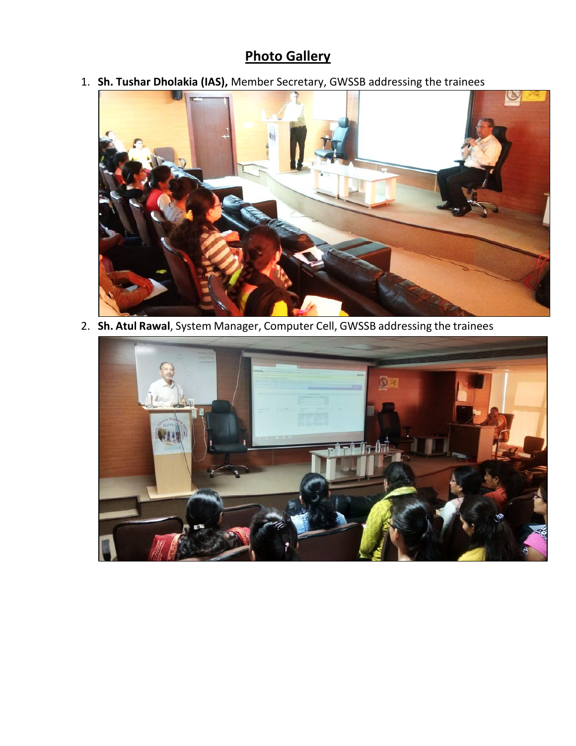## Photo Gallery

1. **Sh. Tushar Dholakia (IAS),** Member Secretary, GWSSB addressing the trainees
2. **Sh. Atul Rawal**, System Manager, Computer Cell, GWSSB addressing the trainees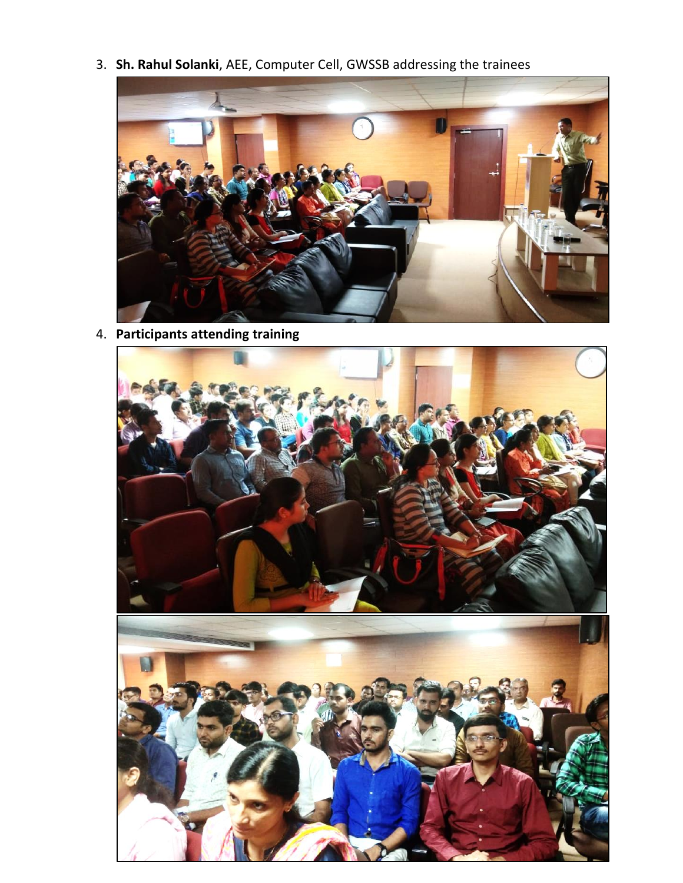3. **Sh. Rahul Solanki**, AEE, Computer Cell, GWSSB addressing the trainees

4. **Participants attending training**